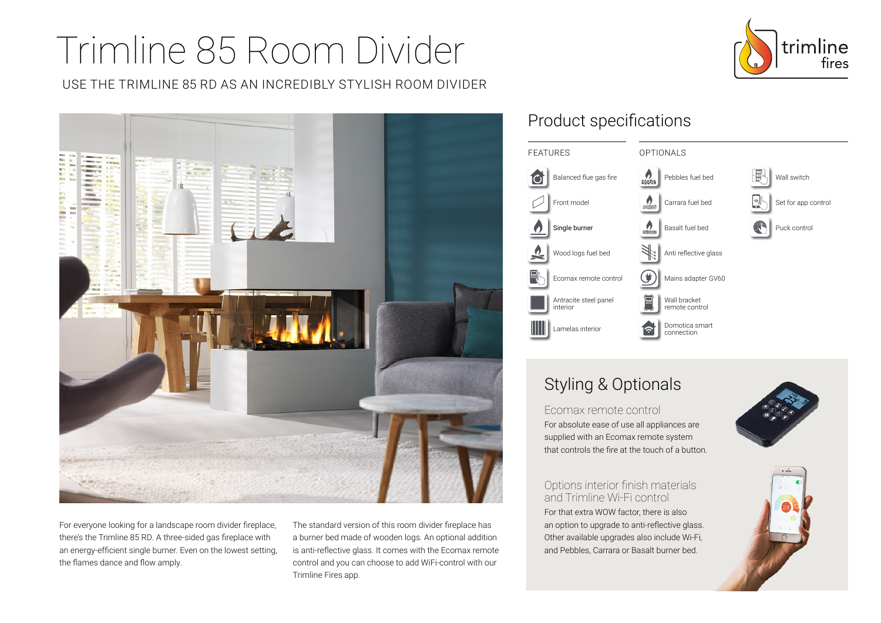# Trimline 85 Room Divider

USE THE TRIMLINE 85 RD AS AN INCREDIBLY STYLISH ROOM DIVIDER

trimline fires

For everyone looking for a landscape room divider fireplace, there's the Trimline 85 RD. A three-sided gas fireplace with an energy-efficient single burner. Even on the lowest setting, the flames dance and flow amply.

The standard version of this room divider fireplace has a burner bed made of wooden logs. An optional addition is anti-reflective glass. It comes with the Ecomax remote control and you can choose to add WiFi-control with our Trimline Fires app.

## Product specifications

### FEATURES

- Balanced flue gas fire
- Front model
- Single burner
- Wood logs fuel bed
- Ecomax remote control
- Antracite steel panel interior
- Lamelas interior

### OPTIONALS

- Pebbles fuel bed
- Carrara fuel bed
- Basalt fuel bed
- Anti reflective glass
- Mains adapter GV60
- Wall bracket remote control
- Domotica smart connection
- Wall switch
- Set for app control
- Puck control

## Styling & Optionals

### Ecomax remote control

For absolute ease of use all appliances are supplied with an Ecomax remote system that controls the fire at the touch of a button.

### Options interior finish materials and Trimline Wi-Fi control

For that extra WOW factor, there is also an option to upgrade to anti-reflective glass. Other available upgrades also include Wi-Fi, and Pebbles, Carrara or Basalt burner bed.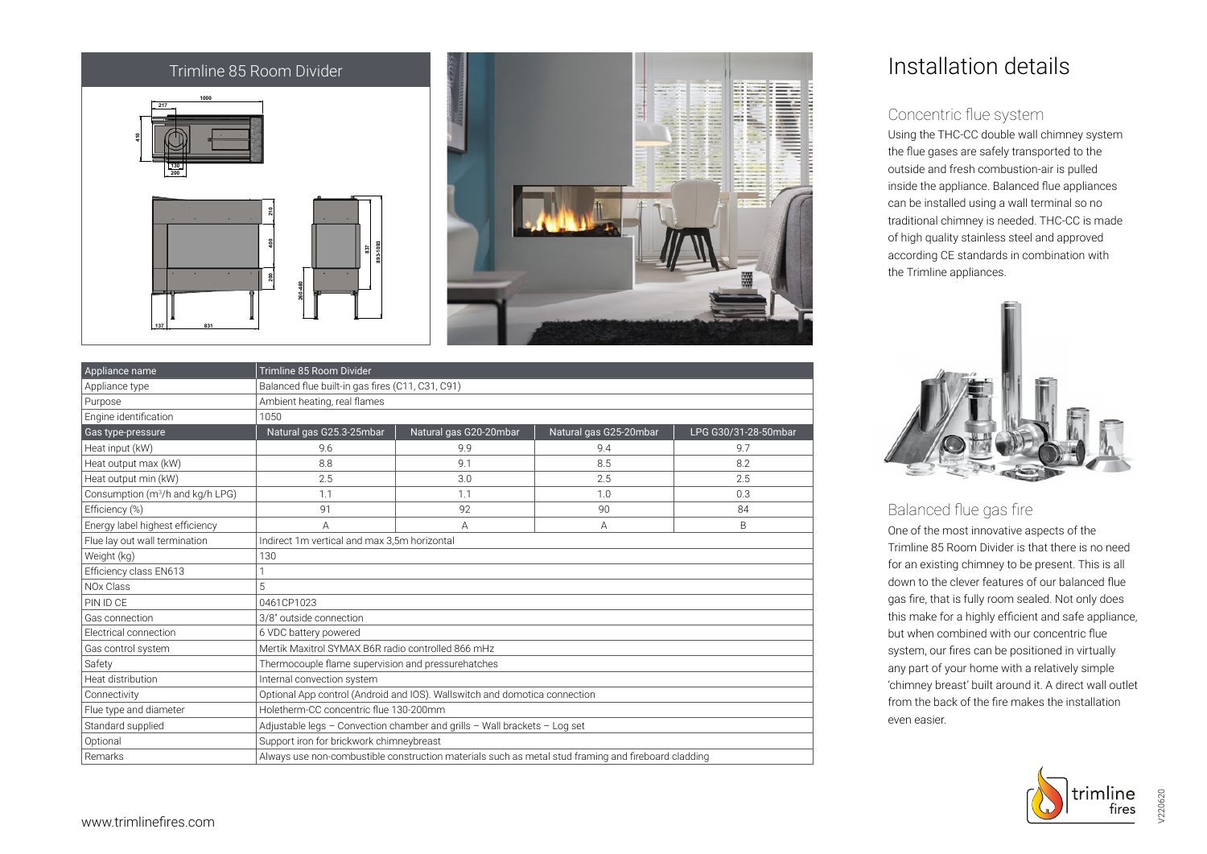## Trimline 85 Room Divider

1000
217
410
130
200
210
400
200
137
831
203-403
837
893-1093

| Appliance name | Trimline 85 Room Divider | | | |
|---|---|---|---|---|
| Appliance type | Balanced flue built-in gas fires (C11, C31, C91) | | | |
| Purpose | Ambient heating, real flames | | | |
| Engine identification | 1050 | | | |
| Gas type-pressure | Natural gas G25.3-25mbar | Natural gas G20-20mbar | Natural gas G25-20mbar | LPG G30/31-28-50mbar |
| Heat input (kW) | 9.6 | 9.9 | 9.4 | 9.7 |
| Heat output max (kW) | 8.8 | 9.1 | 8.5 | 8.2 |
| Heat output min (kW) | 2.5 | 3.0 | 2.5 | 2.5 |
| Consumption (m³/h and kg/h LPG) | 1.1 | 1.1 | 1.0 | 0.3 |
| Efficiency (%) | 91 | 92 | 90 | 84 |
| Energy label highest efficiency | A | A | A | B |
| Flue lay out wall termination | Indirect 1m vertical and max 3,5m horizontal | | | |
| Weight (kg) | 130 | | | |
| Efficiency class EN613 | 1 | | | |
| NOx Class | 5 | | | |
| PIN ID CE | 0461CP1023 | | | |
| Gas connection | 3/8" outside connection | | | |
| Electrical connection | 6 VDC battery powered | | | |
| Gas control system | Mertik Maxitrol SYMAX B6R radio controlled 866 mHz | | | |
| Safety | Thermocouple flame supervision and pressurehatches | | | |
| Heat distribution | Internal convection system | | | |
| Connectivity | Optional App control (Android and IOS). Wallswitch and domotica connection | | | |
| Flue type and diameter | Holetherm-CC concentric flue 130-200mm | | | |
| Standard supplied | Adjustable legs – Convection chamber and grills – Wall brackets – Log set | | | |
| Optional | Support iron for brickwork chimneybreast | | | |
| Remarks | Always use non-combustible construction materials such as metal stud framing and fireboard cladding | | | |

# Installation details

## Concentric flue system

Using the THC-CC double wall chimney system the flue gases are safely transported to the outside and fresh combustion-air is pulled inside the appliance. Balanced flue appliances can be installed using a wall terminal so no traditional chimney is needed. THC-CC is made of high quality stainless steel and approved according CE standards in combination with the Trimline appliances.

## Balanced flue gas fire

One of the most innovative aspects of the Trimline 85 Room Divider is that there is no need for an existing chimney to be present. This is all down to the clever features of our balanced flue gas fire, that is fully room sealed. Not only does this make for a highly efficient and safe appliance, but when combined with our concentric flue system, our fires can be positioned in virtually any part of your home with a relatively simple 'chimney breast' built around it. A direct wall outlet from the back of the fire makes the installation even easier.

trimline fires

V220620

www.trimlinefires.com